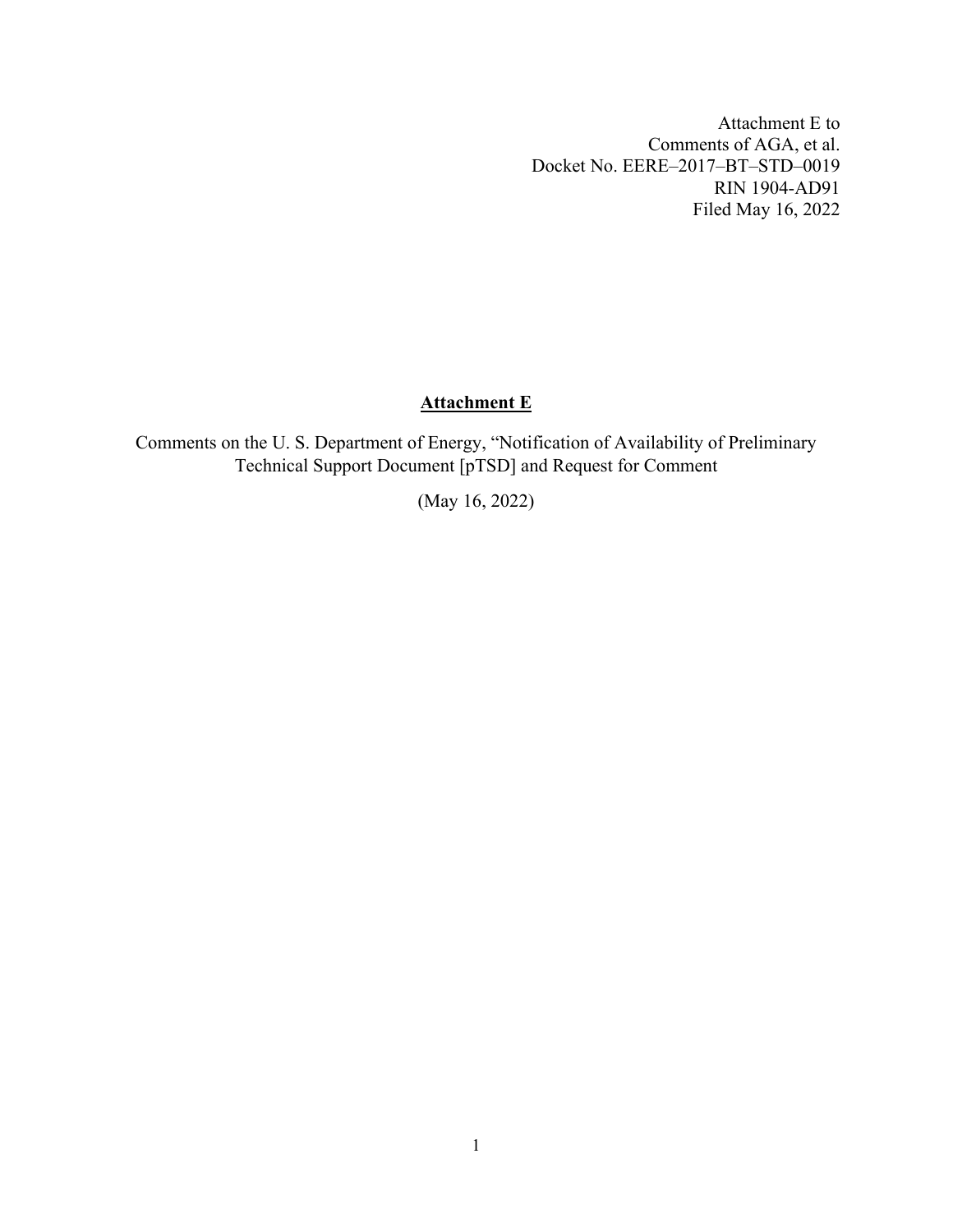Attachment E to
Comments of AGA, et al.
Docket No. EERE–2017–BT–STD–0019
RIN 1904-AD91
Filed May 16, 2022

# Attachment E

Comments on the U. S. Department of Energy, "Notification of Availability of Preliminary Technical Support Document [pTSD] and Request for Comment

(May 16, 2022)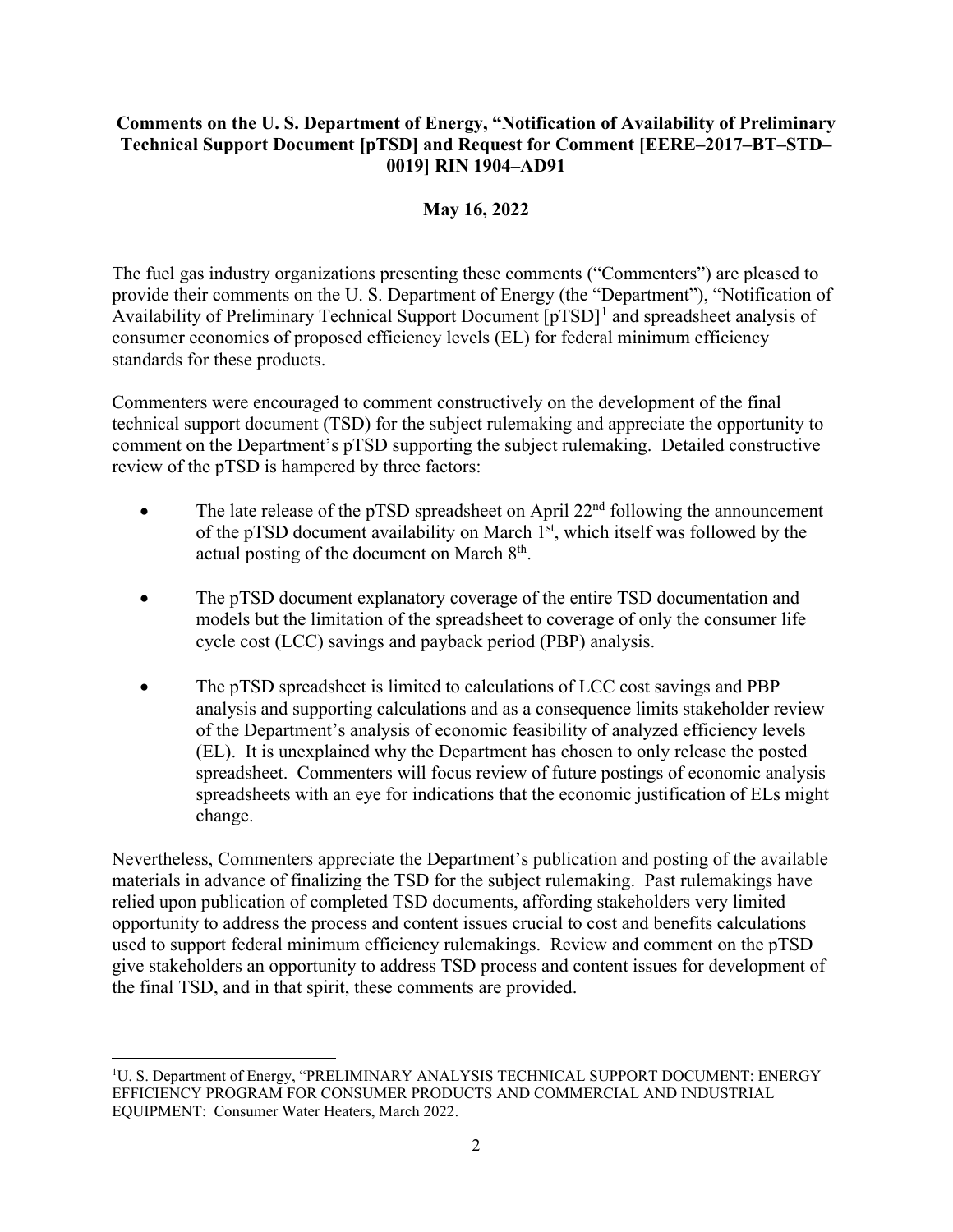**Comments on the U. S. Department of Energy, "Notification of Availability of Preliminary Technical Support Document [pTSD] and Request for Comment [EERE–2017–BT–STD–0019] RIN 1904–AD91**

**May 16, 2022**

The fuel gas industry organizations presenting these comments ("Commenters") are pleased to provide their comments on the U. S. Department of Energy (the "Department"), "Notification of Availability of Preliminary Technical Support Document [pTSD][1] and spreadsheet analysis of consumer economics of proposed efficiency levels (EL) for federal minimum efficiency standards for these products.

Commenters were encouraged to comment constructively on the development of the final technical support document (TSD) for the subject rulemaking and appreciate the opportunity to comment on the Department's pTSD supporting the subject rulemaking. Detailed constructive review of the pTSD is hampered by three factors:

- The late release of the pTSD spreadsheet on April 22nd following the announcement of the pTSD document availability on March 1st, which itself was followed by the actual posting of the document on March 8th.

- The pTSD document explanatory coverage of the entire TSD documentation and models but the limitation of the spreadsheet to coverage of only the consumer life cycle cost (LCC) savings and payback period (PBP) analysis.

- The pTSD spreadsheet is limited to calculations of LCC cost savings and PBP analysis and supporting calculations and as a consequence limits stakeholder review of the Department's analysis of economic feasibility of analyzed efficiency levels (EL). It is unexplained why the Department has chosen to only release the posted spreadsheet. Commenters will focus review of future postings of economic analysis spreadsheets with an eye for indications that the economic justification of ELs might change.

Nevertheless, Commenters appreciate the Department's publication and posting of the available materials in advance of finalizing the TSD for the subject rulemaking. Past rulemakings have relied upon publication of completed TSD documents, affording stakeholders very limited opportunity to address the process and content issues crucial to cost and benefits calculations used to support federal minimum efficiency rulemakings. Review and comment on the pTSD give stakeholders an opportunity to address TSD process and content issues for development of the final TSD, and in that spirit, these comments are provided.

[1] U. S. Department of Energy, "PRELIMINARY ANALYSIS TECHNICAL SUPPORT DOCUMENT: ENERGY EFFICIENCY PROGRAM FOR CONSUMER PRODUCTS AND COMMERCIAL AND INDUSTRIAL EQUIPMENT: Consumer Water Heaters, March 2022.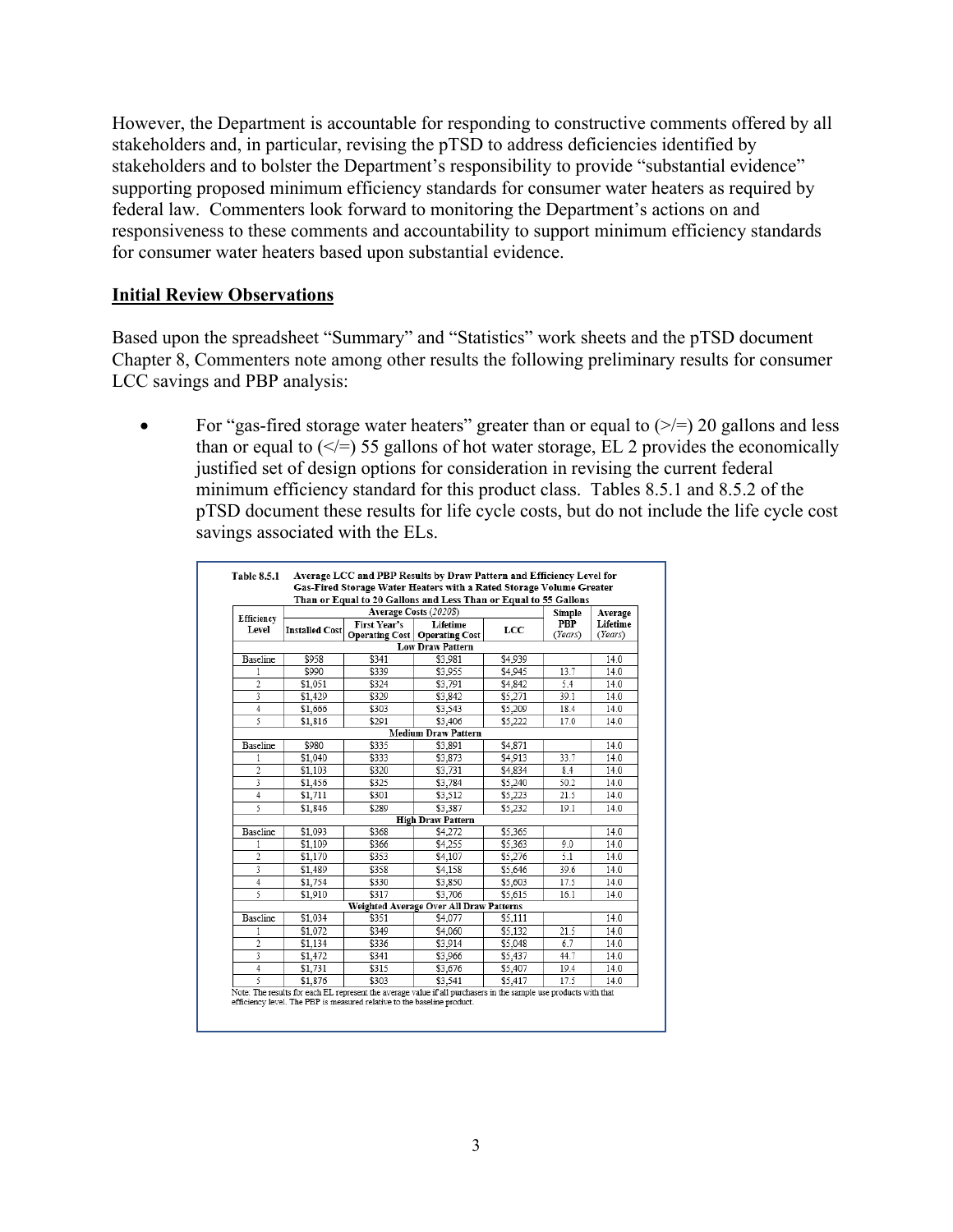However, the Department is accountable for responding to constructive comments offered by all stakeholders and, in particular, revising the pTSD to address deficiencies identified by stakeholders and to bolster the Department's responsibility to provide "substantial evidence" supporting proposed minimum efficiency standards for consumer water heaters as required by federal law. Commenters look forward to monitoring the Department's actions on and responsiveness to these comments and accountability to support minimum efficiency standards for consumer water heaters based upon substantial evidence.

## Initial Review Observations

Based upon the spreadsheet "Summary" and "Statistics" work sheets and the pTSD document Chapter 8, Commenters note among other results the following preliminary results for consumer LCC savings and PBP analysis:

- For "gas-fired storage water heaters" greater than or equal to (>/=) 20 gallons and less than or equal to (</=) 55 gallons of hot water storage, EL 2 provides the economically justified set of design options for consideration in revising the current federal minimum efficiency standard for this product class. Tables 8.5.1 and 8.5.2 of the pTSD document these results for life cycle costs, but do not include the life cycle cost savings associated with the ELs.

**Table 8.5.1 Average LCC and PBP Results by Draw Pattern and Efficiency Level for Gas-Fired Storage Water Heaters with a Rated Storage Volume Greater Than or Equal to 20 Gallons and Less Than or Equal to 55 Gallons**

| Efficiency Level | Average Costs (*2020$*) | | | | Simple PBP (*Years*) | Average Lifetime (*Years*) |
|---|---|---|---|---|---|---|
| | Installed Cost | First Year's Operating Cost | Lifetime Operating Cost | LCC | | |
| **Low Draw Pattern** | | | | | | |
| Baseline | $958 | $341 | $3,981 | $4,939 | | 14.0 |
| 1 | $990 | $339 | $3,955 | $4,945 | 13.7 | 14.0 |
| 2 | $1,051 | $324 | $3,791 | $4,842 | 5.4 | 14.0 |
| 3 | $1,429 | $329 | $3,842 | $5,271 | 39.1 | 14.0 |
| 4 | $1,666 | $303 | $3,543 | $5,209 | 18.4 | 14.0 |
| 5 | $1,816 | $291 | $3,406 | $5,222 | 17.0 | 14.0 |
| **Medium Draw Pattern** | | | | | | |
| Baseline | $980 | $335 | $3,891 | $4,871 | | 14.0 |
| 1 | $1,040 | $333 | $3,873 | $4,913 | 33.7 | 14.0 |
| 2 | $1,103 | $320 | $3,731 | $4,834 | 8.4 | 14.0 |
| 3 | $1,456 | $325 | $3,784 | $5,240 | 50.2 | 14.0 |
| 4 | $1,711 | $301 | $3,512 | $5,223 | 21.5 | 14.0 |
| 5 | $1,846 | $289 | $3,387 | $5,232 | 19.1 | 14.0 |
| **High Draw Pattern** | | | | | | |
| Baseline | $1,093 | $368 | $4,272 | $5,365 | | 14.0 |
| 1 | $1,109 | $366 | $4,255 | $5,363 | 9.0 | 14.0 |
| 2 | $1,170 | $353 | $4,107 | $5,276 | 5.1 | 14.0 |
| 3 | $1,489 | $358 | $4,158 | $5,646 | 39.6 | 14.0 |
| 4 | $1,754 | $330 | $3,850 | $5,603 | 17.5 | 14.0 |
| 5 | $1,910 | $317 | $3,706 | $5,615 | 16.1 | 14.0 |
| **Weighted Average Over All Draw Patterns** | | | | | | |
| Baseline | $1,034 | $351 | $4,077 | $5,111 | | 14.0 |
| 1 | $1,072 | $349 | $4,060 | $5,132 | 21.5 | 14.0 |
| 2 | $1,134 | $336 | $3,914 | $5,048 | 6.7 | 14.0 |
| 3 | $1,472 | $341 | $3,966 | $5,437 | 44.7 | 14.0 |
| 4 | $1,731 | $315 | $3,676 | $5,407 | 19.4 | 14.0 |
| 5 | $1,876 | $303 | $3,541 | $5,417 | 17.5 | 14.0 |

Note: The results for each EL represent the average value if all purchasers in the sample use products with that efficiency level. The PBP is measured relative to the baseline product.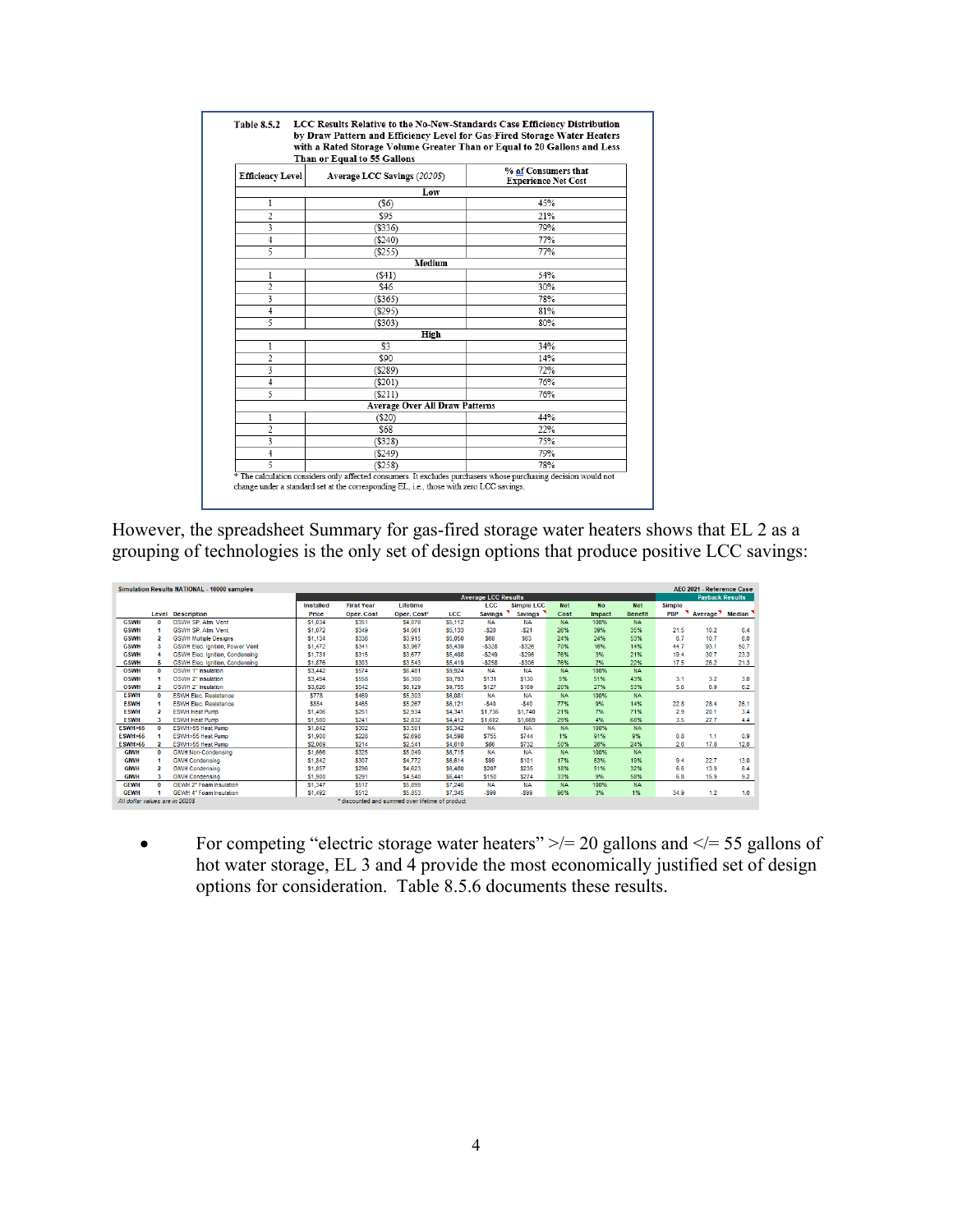**Table 8.5.2 LCC Results Relative to the No-New-Standards Case Efficiency Distribution by Draw Pattern and Efficiency Level for Gas-Fired Storage Water Heaters with a Rated Storage Volume Greater Than or Equal to 20 Gallons and Less Than or Equal to 55 Gallons**

| Efficiency Level | Average LCC Savings (2020$) | % of Consumers that Experience Net Cost |
|---|---|---|
| | **Low** | |
| 1 | ($6) | 45% |
| 2 | $95 | 21% |
| 3 | ($336) | 79% |
| 4 | ($240) | 77% |
| 5 | ($255) | 77% |
| | **Medium** | |
| 1 | ($41) | 54% |
| 2 | $46 | 30% |
| 3 | ($365) | 78% |
| 4 | ($295) | 81% |
| 5 | ($303) | 80% |
| | **High** | |
| 1 | $3 | 34% |
| 2 | $90 | 14% |
| 3 | ($289) | 72% |
| 4 | ($201) | 76% |
| 5 | ($211) | 76% |
| | **Average Over All Draw Patterns** | |
| 1 | ($20) | 44% |
| 2 | $68 | 22% |
| 3 | ($328) | 75% |
| 4 | ($249) | 79% |
| 5 | ($258) | 78% |

* The calculation considers only affected consumers. It excludes purchasers whose purchasing decision would not change under a standard set at the corresponding EL, i.e., those with zero LCC savings.

However, the spreadsheet Summary for gas-fired storage water heaters shows that EL 2 as a grouping of technologies is the only set of design options that produce positive LCC savings:

**Simulation Results NATIONAL - 10000 samples** — AEO 2021 - Reference Case

| | Level | Description | Installed Price | First Year Oper. Cost | Lifetime Oper. Cost* | LCC | LCC Savings | Simple LCC Savings | Net Cost | No Impact | Net Benefit | Simple PBP | Average | Median |
|---|---|---|---|---|---|---|---|---|---|---|---|---|---|---|
| | | | | | | Average LCC Results | | | | | | Payback Results | | |
| GSWH | 0 | GSWH SP, Atm. Vent | $1,034 | $351 | $4,078 | $5,112 | NA | NA | NA | 100% | NA | | | |
| GSWH | 1 | GSWH SP, Atm. Vent | $1,072 | $349 | $4,061 | $5,133 | -$20 | -$21 | 26% | 39% | 35% | 21.5 | 10.2 | 6.4 |
| GSWH | 2 | GSWH Multiple Designs | $1,134 | $336 | $3,915 | $5,050 | $68 | $63 | 24% | 24% | 53% | 6.7 | 10.7 | 6.0 |
| GSWH | 3 | GSWH Elec. Ignition, Power Vent | $1,472 | $341 | $3,967 | $5,439 | -$328 | -$326 | 70% | 16% | 14% | 44.7 | 93.1 | 50.7 |
| GSWH | 4 | GSWH Elec. Ignition, Condensing | $1,731 | $315 | $3,677 | $5,408 | -$249 | -$296 | 76% | 3% | 21% | 19.4 | 30.7 | 23.3 |
| GSWH | 5 | GSWH Elec. Ignition, Condensing | $1,876 | $303 | $3,543 | $5,419 | -$258 | -$306 | 76% | 2% | 22% | 17.5 | 26.2 | 21.3 |
| OSWH | 0 | OSWH 1" Insulation | $3,442 | $574 | $6,481 | $9,924 | NA | NA | NA | 100% | NA | | | |
| OSWH | 1 | OSWH 2" Insulation | $3,494 | $558 | $6,300 | $9,793 | $131 | $130 | 5% | 51% | 43% | 3.1 | 3.2 | 3.0 |
| OSWH | 2 | OSWH 2" Insulation | $3,626 | $542 | $6,129 | $9,755 | $127 | $169 | 20% | 27% | 53% | 5.6 | 6.9 | 6.2 |
| ESWH | 0 | ESWH Elec. Resistance | $778 | $469 | $5,303 | $6,081 | NA | NA | NA | 100% | NA | | | |
| ESWH | 1 | ESWH Elec. Resistance | $854 | $465 | $5,267 | $6,121 | -$40 | -$40 | 77% | 9% | 14% | 22.8 | 28.4 | 26.1 |
| ESWH | 2 | ESWH Heat Pump | $1,406 | $251 | $2,934 | $4,341 | $1,736 | $1,740 | 21% | 7% | 71% | 2.9 | 20.1 | 3.4 |
| ESWH | 3 | ESWH Heat Pump | $1,580 | $241 | $2,832 | $4,412 | $1,682 | $1,669 | 29% | 4% | 68% | 3.5 | 27.7 | 4.4 |
| ESWH>55 | 0 | ESWH>55 Heat Pump | $1,842 | $302 | $3,501 | $5,342 | NA | NA | NA | 100% | NA | | | |
| ESWH>55 | 1 | ESWH>55 Heat Pump | $1,900 | $226 | $2,698 | $4,598 | $755 | $744 | 1% | 91% | 9% | 0.8 | 1.1 | 0.9 |
| ESWH>55 | 2 | ESWH>55 Heat Pump | $2,069 | $214 | $2,541 | $4,610 | $86 | $732 | 50% | 26% | 24% | 2.6 | 17.8 | 12.0 |
| GIWH | 0 | GIWH Non-Condensing | $1,666 | $325 | $5,049 | $6,715 | NA | NA | NA | 100% | NA | | | |
| GIWH | 1 | GIWH Condensing | $1,842 | $307 | $4,772 | $6,614 | $90 | $101 | 17% | 63% | 19% | 9.4 | 22.7 | 13.0 |
| GIWH | 2 | GIWH Condensing | $1,857 | $296 | $4,623 | $6,480 | $207 | $235 | 18% | 51% | 32% | 6.6 | 13.9 | 6.4 |
| GIWH | 3 | GIWH Condensing | $1,900 | $291 | $4,540 | $6,441 | $150 | $274 | 33% | 9% | 58% | 6.8 | 15.9 | 9.2 |
| GEWH | 0 | GEWH 2" Foam Insulation | $1,347 | $517 | $5,899 | $7,246 | NA | NA | NA | 100% | NA | | | |
| GEWH | 1 | GEWH 4" Foam Insulation | $1,492 | $512 | $5,853 | $7,345 | -$99 | -$99 | 96% | 3% | 1% | 34.9 | 1.2 | 1.0 |

*All dollar values are in 2020$* — * discounted and summed over lifetime of product

- For competing "electric storage water heaters" >/= 20 gallons and </= 55 gallons of hot water storage, EL 3 and 4 provide the most economically justified set of design options for consideration. Table 8.5.6 documents these results.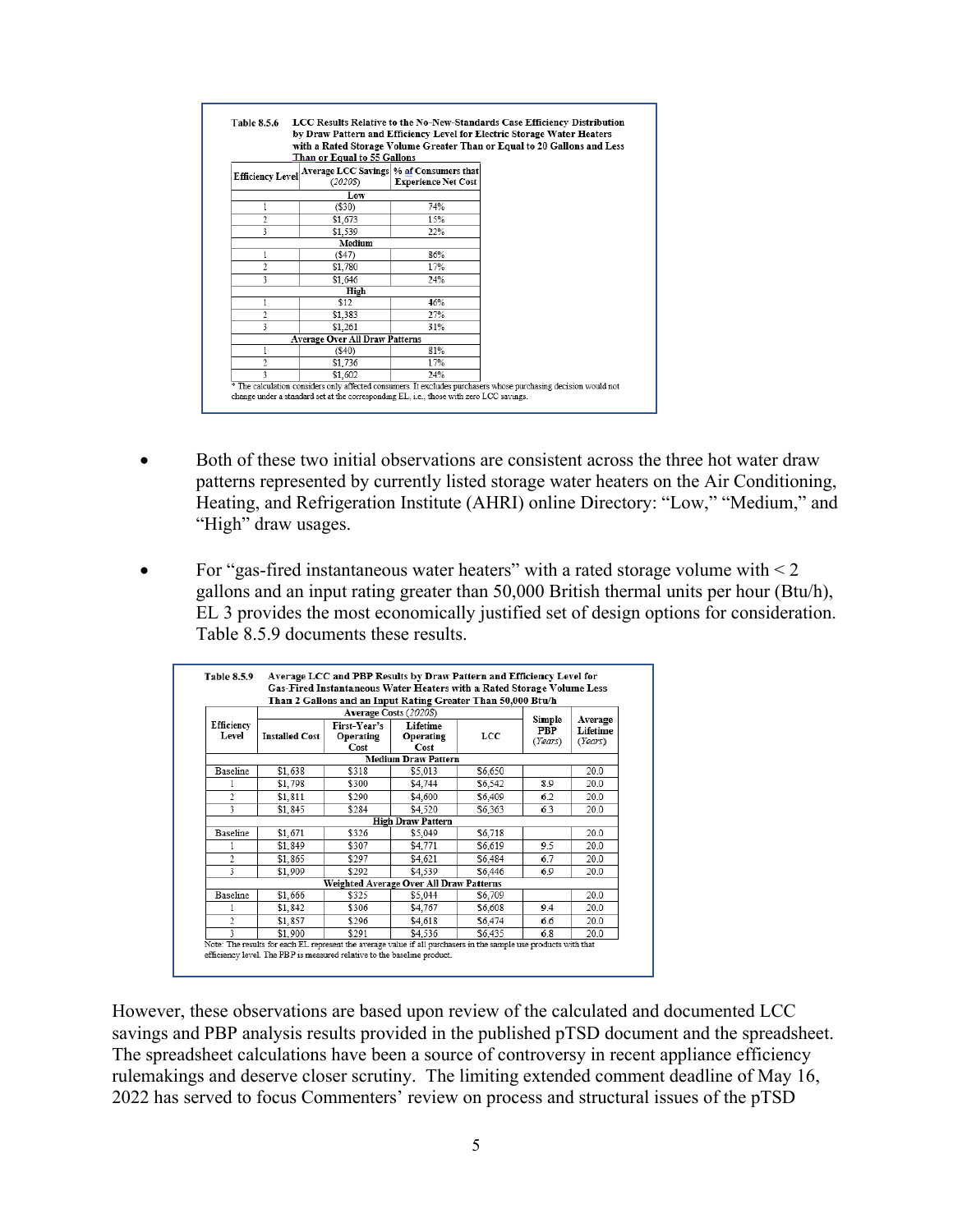**Table 8.5.6 LCC Results Relative to the No-New-Standards Case Efficiency Distribution by Draw Pattern and Efficiency Level for Electric Storage Water Heaters with a Rated Storage Volume Greater Than or Equal to 20 Gallons and Less Than or Equal to 55 Gallons**

| Efficiency Level | Average LCC Savings (2020$) | % of Consumers that Experience Net Cost |
|---|---|---|
| **Low** | | |
| 1 | ($30) | 74% |
| 2 | $1,673 | 15% |
| 3 | $1,539 | 22% |
| **Medium** | | |
| 1 | ($47) | 86% |
| 2 | $1,780 | 17% |
| 3 | $1,646 | 24% |
| **High** | | |
| 1 | $12 | 46% |
| 2 | $1,383 | 27% |
| 3 | $1,261 | 31% |
| **Average Over All Draw Patterns** | | |
| 1 | ($40) | 81% |
| 2 | $1,736 | 17% |
| 3 | $1,602 | 24% |

\* The calculation considers only affected consumers. It excludes purchasers whose purchasing decision would not change under a standard set at the corresponding EL, i.e., those with zero LCC savings.

- Both of these two initial observations are consistent across the three hot water draw patterns represented by currently listed storage water heaters on the Air Conditioning, Heating, and Refrigeration Institute (AHRI) online Directory: "Low," "Medium," and "High" draw usages.

- For "gas-fired instantaneous water heaters" with a rated storage volume with < 2 gallons and an input rating greater than 50,000 British thermal units per hour (Btu/h), EL 3 provides the most economically justified set of design options for consideration. Table 8.5.9 documents these results.

**Table 8.5.9 Average LCC and PBP Results by Draw Pattern and Efficiency Level for Gas-Fired Instantaneous Water Heaters with a Rated Storage Volume Less Than 2 Gallons and an Input Rating Greater Than 50,000 Btu/h**

| Efficiency Level | Average Costs (2020$) | | | | Simple PBP (*Years*) | Average Lifetime (*Years*) |
|---|---|---|---|---|---|---|
| | Installed Cost | First-Year's Operating Cost | Lifetime Operating Cost | LCC | | |
| **Medium Draw Pattern** | | | | | | |
| Baseline | $1,638 | $318 | $5,013 | $6,650 | | 20.0 |
| 1 | $1,798 | $300 | $4,744 | $6,542 | 8.9 | 20.0 |
| 2 | $1,811 | $290 | $4,600 | $6,409 | 6.2 | 20.0 |
| 3 | $1,845 | $284 | $4,520 | $6,363 | 6.3 | 20.0 |
| **High Draw Pattern** | | | | | | |
| Baseline | $1,671 | $326 | $5,049 | $6,718 | | 20.0 |
| 1 | $1,849 | $307 | $4,771 | $6,619 | 9.5 | 20.0 |
| 2 | $1,865 | $297 | $4,621 | $6,484 | 6.7 | 20.0 |
| 3 | $1,909 | $292 | $4,539 | $6,446 | 6.9 | 20.0 |
| **Weighted Average Over All Draw Patterns** | | | | | | |
| Baseline | $1,666 | $325 | $5,044 | $6,709 | | 20.0 |
| 1 | $1,842 | $306 | $4,767 | $6,608 | 9.4 | 20.0 |
| 2 | $1,857 | $296 | $4,618 | $6,474 | 6.6 | 20.0 |
| 3 | $1,900 | $291 | $4,536 | $6,435 | 6.8 | 20.0 |

Note: The results for each EL represent the average value if all purchasers in the sample use products with that efficiency level. The PBP is measured relative to the baseline product.

However, these observations are based upon review of the calculated and documented LCC savings and PBP analysis results provided in the published pTSD document and the spreadsheet. The spreadsheet calculations have been a source of controversy in recent appliance efficiency rulemakings and deserve closer scrutiny. The limiting extended comment deadline of May 16, 2022 has served to focus Commenters' review on process and structural issues of the pTSD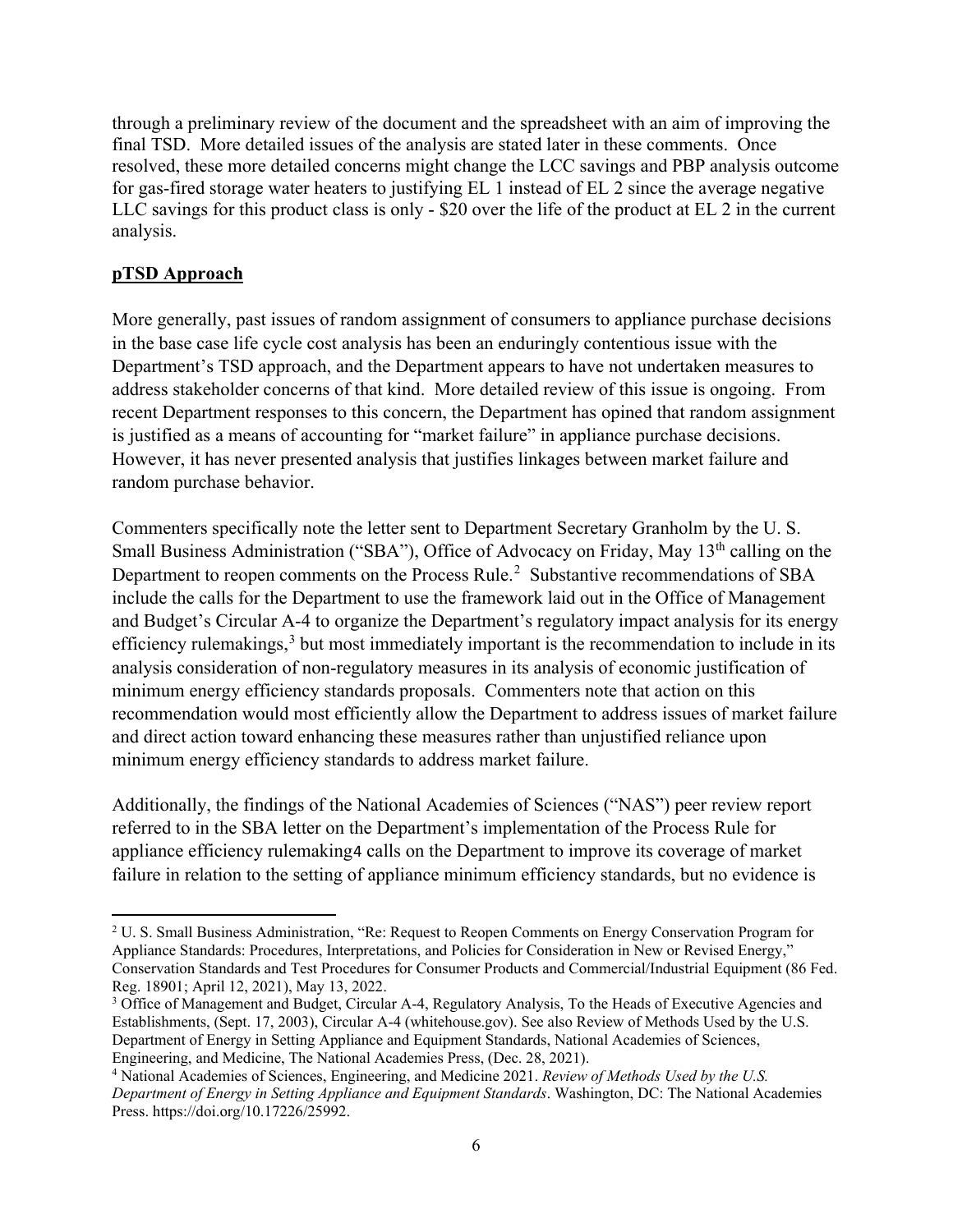through a preliminary review of the document and the spreadsheet with an aim of improving the final TSD. More detailed issues of the analysis are stated later in these comments. Once resolved, these more detailed concerns might change the LCC savings and PBP analysis outcome for gas-fired storage water heaters to justifying EL 1 instead of EL 2 since the average negative LLC savings for this product class is only - $20 over the life of the product at EL 2 in the current analysis.

**pTSD Approach**

More generally, past issues of random assignment of consumers to appliance purchase decisions in the base case life cycle cost analysis has been an enduringly contentious issue with the Department's TSD approach, and the Department appears to have not undertaken measures to address stakeholder concerns of that kind. More detailed review of this issue is ongoing. From recent Department responses to this concern, the Department has opined that random assignment is justified as a means of accounting for "market failure" in appliance purchase decisions. However, it has never presented analysis that justifies linkages between market failure and random purchase behavior.

Commenters specifically note the letter sent to Department Secretary Granholm by the U. S. Small Business Administration ("SBA"), Office of Advocacy on Friday, May 13th calling on the Department to reopen comments on the Process Rule.[2] Substantive recommendations of SBA include the calls for the Department to use the framework laid out in the Office of Management and Budget's Circular A-4 to organize the Department's regulatory impact analysis for its energy efficiency rulemakings,[3] but most immediately important is the recommendation to include in its analysis consideration of non-regulatory measures in its analysis of economic justification of minimum energy efficiency standards proposals. Commenters note that action on this recommendation would most efficiently allow the Department to address issues of market failure and direct action toward enhancing these measures rather than unjustified reliance upon minimum energy efficiency standards to address market failure.

Additionally, the findings of the National Academies of Sciences ("NAS") peer review report referred to in the SBA letter on the Department's implementation of the Process Rule for appliance efficiency rulemaking4 calls on the Department to improve its coverage of market failure in relation to the setting of appliance minimum efficiency standards, but no evidence is

---

[2] U. S. Small Business Administration, "Re: Request to Reopen Comments on Energy Conservation Program for Appliance Standards: Procedures, Interpretations, and Policies for Consideration in New or Revised Energy," Conservation Standards and Test Procedures for Consumer Products and Commercial/Industrial Equipment (86 Fed. Reg. 18901; April 12, 2021), May 13, 2022.

[3] Office of Management and Budget, Circular A-4, Regulatory Analysis, To the Heads of Executive Agencies and Establishments, (Sept. 17, 2003), Circular A-4 (whitehouse.gov). See also Review of Methods Used by the U.S. Department of Energy in Setting Appliance and Equipment Standards, National Academies of Sciences, Engineering, and Medicine, The National Academies Press, (Dec. 28, 2021).

[4] National Academies of Sciences, Engineering, and Medicine 2021. *Review of Methods Used by the U.S. Department of Energy in Setting Appliance and Equipment Standards*. Washington, DC: The National Academies Press. https://doi.org/10.17226/25992.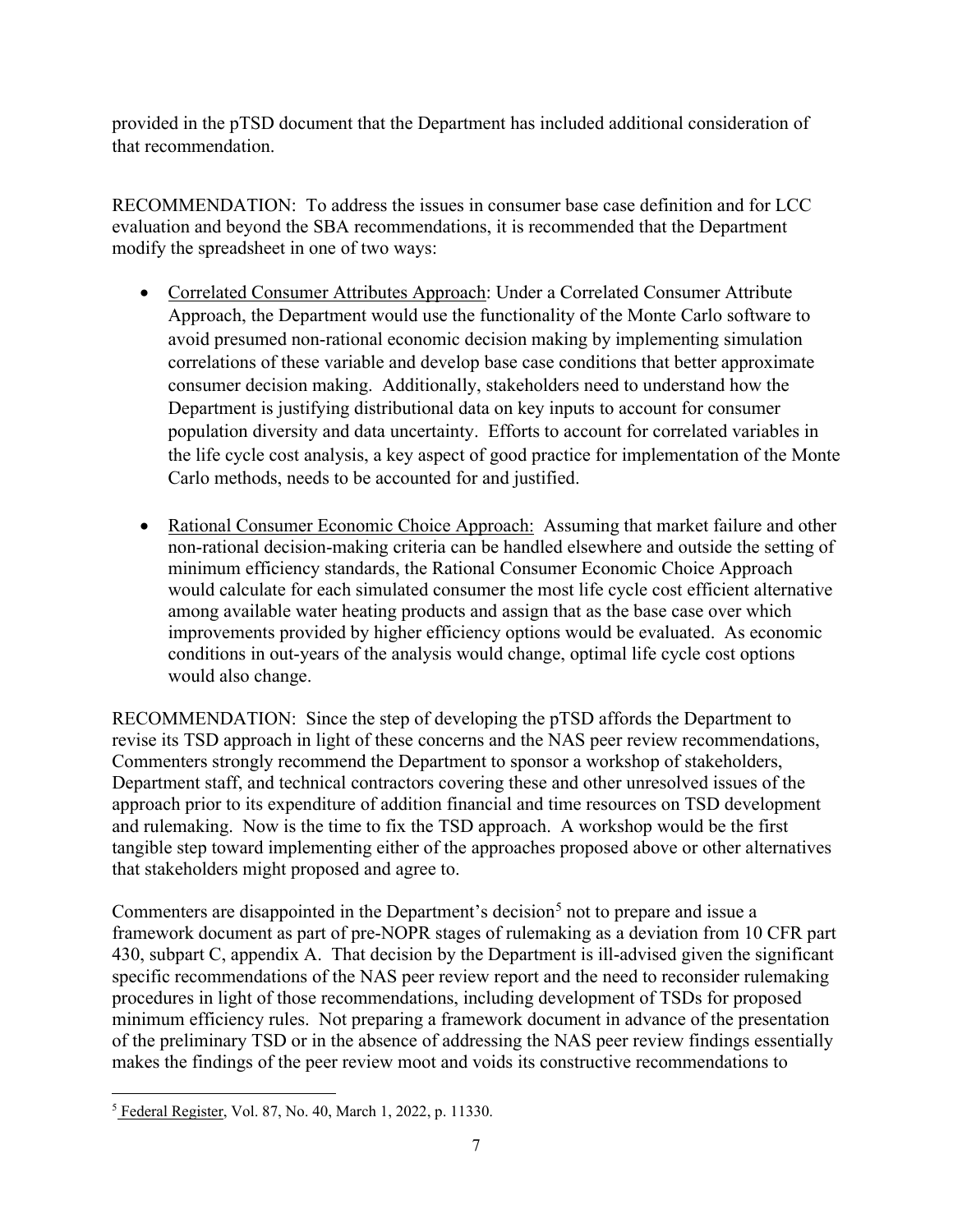provided in the pTSD document that the Department has included additional consideration of that recommendation.

RECOMMENDATION: To address the issues in consumer base case definition and for LCC evaluation and beyond the SBA recommendations, it is recommended that the Department modify the spreadsheet in one of two ways:

- Correlated Consumer Attributes Approach: Under a Correlated Consumer Attribute Approach, the Department would use the functionality of the Monte Carlo software to avoid presumed non-rational economic decision making by implementing simulation correlations of these variable and develop base case conditions that better approximate consumer decision making. Additionally, stakeholders need to understand how the Department is justifying distributional data on key inputs to account for consumer population diversity and data uncertainty. Efforts to account for correlated variables in the life cycle cost analysis, a key aspect of good practice for implementation of the Monte Carlo methods, needs to be accounted for and justified.

- Rational Consumer Economic Choice Approach: Assuming that market failure and other non-rational decision-making criteria can be handled elsewhere and outside the setting of minimum efficiency standards, the Rational Consumer Economic Choice Approach would calculate for each simulated consumer the most life cycle cost efficient alternative among available water heating products and assign that as the base case over which improvements provided by higher efficiency options would be evaluated. As economic conditions in out-years of the analysis would change, optimal life cycle cost options would also change.

RECOMMENDATION: Since the step of developing the pTSD affords the Department to revise its TSD approach in light of these concerns and the NAS peer review recommendations, Commenters strongly recommend the Department to sponsor a workshop of stakeholders, Department staff, and technical contractors covering these and other unresolved issues of the approach prior to its expenditure of addition financial and time resources on TSD development and rulemaking. Now is the time to fix the TSD approach. A workshop would be the first tangible step toward implementing either of the approaches proposed above or other alternatives that stakeholders might proposed and agree to.

Commenters are disappointed in the Department's decision[5] not to prepare and issue a framework document as part of pre-NOPR stages of rulemaking as a deviation from 10 CFR part 430, subpart C, appendix A. That decision by the Department is ill-advised given the significant specific recommendations of the NAS peer review report and the need to reconsider rulemaking procedures in light of those recommendations, including development of TSDs for proposed minimum efficiency rules. Not preparing a framework document in advance of the presentation of the preliminary TSD or in the absence of addressing the NAS peer review findings essentially makes the findings of the peer review moot and voids its constructive recommendations to

[5] Federal Register, Vol. 87, No. 40, March 1, 2022, p. 11330.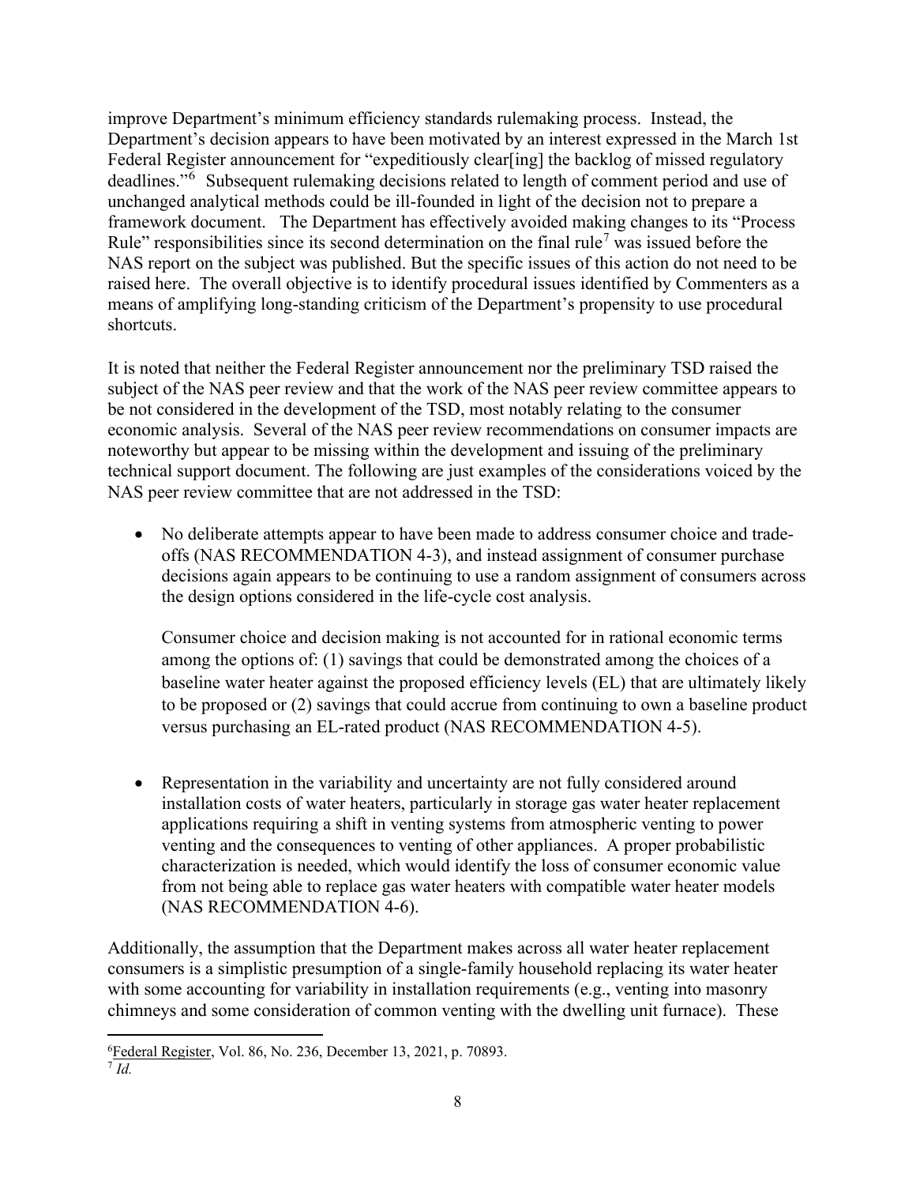improve Department's minimum efficiency standards rulemaking process. Instead, the Department's decision appears to have been motivated by an interest expressed in the March 1st Federal Register announcement for "expeditiously clear[ing] the backlog of missed regulatory deadlines."[6] Subsequent rulemaking decisions related to length of comment period and use of unchanged analytical methods could be ill-founded in light of the decision not to prepare a framework document. The Department has effectively avoided making changes to its "Process Rule" responsibilities since its second determination on the final rule[7] was issued before the NAS report on the subject was published. But the specific issues of this action do not need to be raised here. The overall objective is to identify procedural issues identified by Commenters as a means of amplifying long-standing criticism of the Department's propensity to use procedural shortcuts.

It is noted that neither the Federal Register announcement nor the preliminary TSD raised the subject of the NAS peer review and that the work of the NAS peer review committee appears to be not considered in the development of the TSD, most notably relating to the consumer economic analysis. Several of the NAS peer review recommendations on consumer impacts are noteworthy but appear to be missing within the development and issuing of the preliminary technical support document. The following are just examples of the considerations voiced by the NAS peer review committee that are not addressed in the TSD:

- No deliberate attempts appear to have been made to address consumer choice and trade-offs (NAS RECOMMENDATION 4-3), and instead assignment of consumer purchase decisions again appears to be continuing to use a random assignment of consumers across the design options considered in the life-cycle cost analysis.

  Consumer choice and decision making is not accounted for in rational economic terms among the options of: (1) savings that could be demonstrated among the choices of a baseline water heater against the proposed efficiency levels (EL) that are ultimately likely to be proposed or (2) savings that could accrue from continuing to own a baseline product versus purchasing an EL-rated product (NAS RECOMMENDATION 4-5).

- Representation in the variability and uncertainty are not fully considered around installation costs of water heaters, particularly in storage gas water heater replacement applications requiring a shift in venting systems from atmospheric venting to power venting and the consequences to venting of other appliances. A proper probabilistic characterization is needed, which would identify the loss of consumer economic value from not being able to replace gas water heaters with compatible water heater models (NAS RECOMMENDATION 4-6).

Additionally, the assumption that the Department makes across all water heater replacement consumers is a simplistic presumption of a single-family household replacing its water heater with some accounting for variability in installation requirements (e.g., venting into masonry chimneys and some consideration of common venting with the dwelling unit furnace). These

---

[6] Federal Register, Vol. 86, No. 236, December 13, 2021, p. 70893.

[7] *Id.*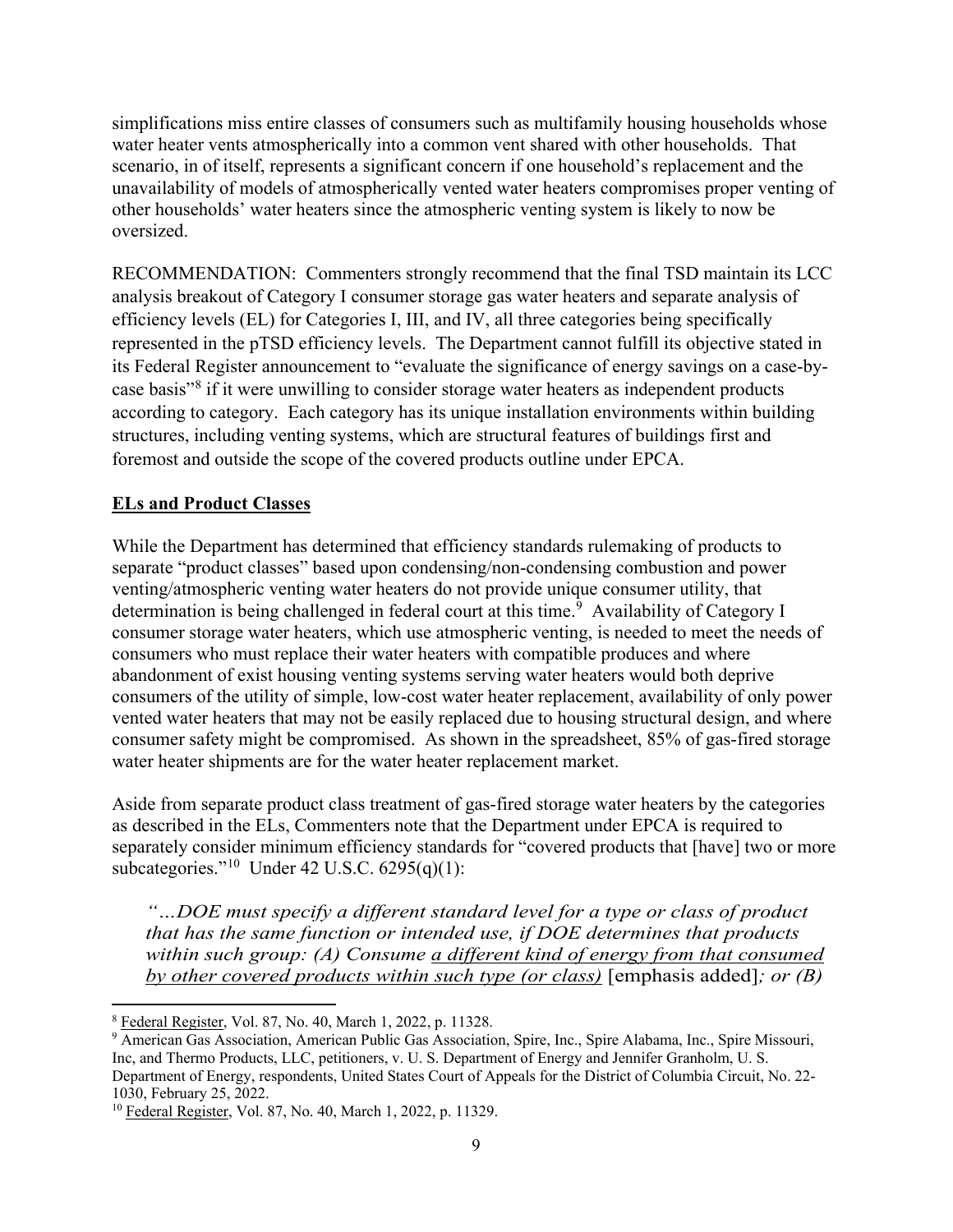simplifications miss entire classes of consumers such as multifamily housing households whose water heater vents atmospherically into a common vent shared with other households. That scenario, in of itself, represents a significant concern if one household's replacement and the unavailability of models of atmospherically vented water heaters compromises proper venting of other households' water heaters since the atmospheric venting system is likely to now be oversized.

RECOMMENDATION: Commenters strongly recommend that the final TSD maintain its LCC analysis breakout of Category I consumer storage gas water heaters and separate analysis of efficiency levels (EL) for Categories I, III, and IV, all three categories being specifically represented in the pTSD efficiency levels. The Department cannot fulfill its objective stated in its Federal Register announcement to "evaluate the significance of energy savings on a case-by-case basis"[8] if it were unwilling to consider storage water heaters as independent products according to category. Each category has its unique installation environments within building structures, including venting systems, which are structural features of buildings first and foremost and outside the scope of the covered products outline under EPCA.

**ELs and Product Classes**

While the Department has determined that efficiency standards rulemaking of products to separate "product classes" based upon condensing/non-condensing combustion and power venting/atmospheric venting water heaters do not provide unique consumer utility, that determination is being challenged in federal court at this time.[9] Availability of Category I consumer storage water heaters, which use atmospheric venting, is needed to meet the needs of consumers who must replace their water heaters with compatible produces and where abandonment of exist housing venting systems serving water heaters would both deprive consumers of the utility of simple, low-cost water heater replacement, availability of only power vented water heaters that may not be easily replaced due to housing structural design, and where consumer safety might be compromised. As shown in the spreadsheet, 85% of gas-fired storage water heater shipments are for the water heater replacement market.

Aside from separate product class treatment of gas-fired storage water heaters by the categories as described in the ELs, Commenters note that the Department under EPCA is required to separately consider minimum efficiency standards for "covered products that [have] two or more subcategories."[10] Under 42 U.S.C. 6295(q)(1):

> *"…DOE must specify a different standard level for a type or class of product that has the same function or intended use, if DOE determines that products within such group: (A) Consume a different kind of energy from that consumed by other covered products within such type (or class)* [emphasis added]*; or (B)*

---

[8] Federal Register, Vol. 87, No. 40, March 1, 2022, p. 11328.

[9] American Gas Association, American Public Gas Association, Spire, Inc., Spire Alabama, Inc., Spire Missouri, Inc, and Thermo Products, LLC, petitioners, v. U. S. Department of Energy and Jennifer Granholm, U. S. Department of Energy, respondents, United States Court of Appeals for the District of Columbia Circuit, No. 22-1030, February 25, 2022.

[10] Federal Register, Vol. 87, No. 40, March 1, 2022, p. 11329.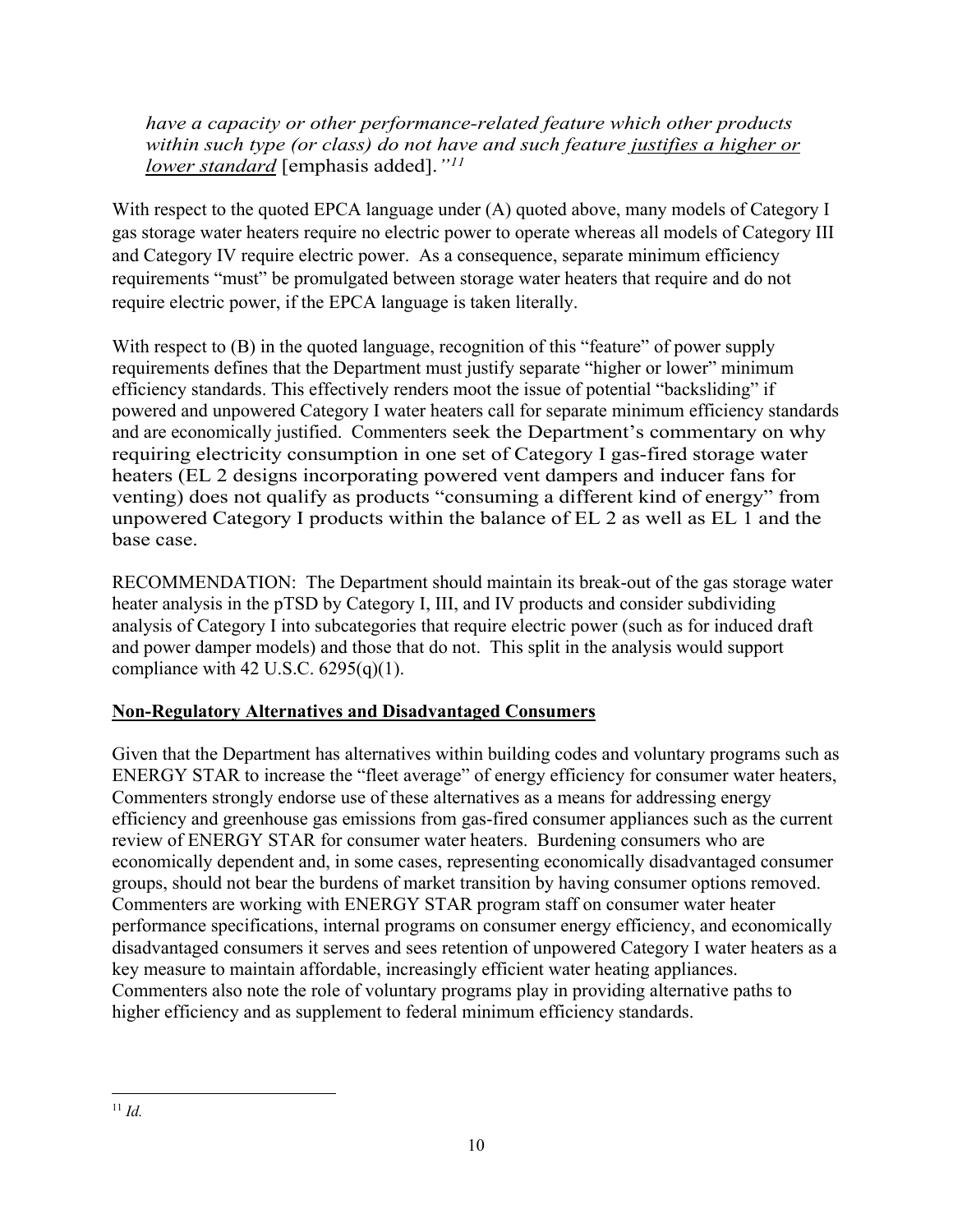*have a capacity or other performance-related feature which other products within such type (or class) do not have and such feature* *__justifies a higher or lower standard__* [emphasis added]. *"*[11]

With respect to the quoted EPCA language under (A) quoted above, many models of Category I gas storage water heaters require no electric power to operate whereas all models of Category III and Category IV require electric power. As a consequence, separate minimum efficiency requirements "must" be promulgated between storage water heaters that require and do not require electric power, if the EPCA language is taken literally.

With respect to (B) in the quoted language, recognition of this "feature" of power supply requirements defines that the Department must justify separate "higher or lower" minimum efficiency standards. This effectively renders moot the issue of potential "backsliding" if powered and unpowered Category I water heaters call for separate minimum efficiency standards and are economically justified. Commenters seek the Department's commentary on why requiring electricity consumption in one set of Category I gas-fired storage water heaters (EL 2 designs incorporating powered vent dampers and inducer fans for venting) does not qualify as products "consuming a different kind of energy" from unpowered Category I products within the balance of EL 2 as well as EL 1 and the base case.

RECOMMENDATION: The Department should maintain its break-out of the gas storage water heater analysis in the pTSD by Category I, III, and IV products and consider subdividing analysis of Category I into subcategories that require electric power (such as for induced draft and power damper models) and those that do not. This split in the analysis would support compliance with 42 U.S.C. 6295(q)(1).

## __Non-Regulatory Alternatives and Disadvantaged Consumers__

Given that the Department has alternatives within building codes and voluntary programs such as ENERGY STAR to increase the "fleet average" of energy efficiency for consumer water heaters, Commenters strongly endorse use of these alternatives as a means for addressing energy efficiency and greenhouse gas emissions from gas-fired consumer appliances such as the current review of ENERGY STAR for consumer water heaters. Burdening consumers who are economically dependent and, in some cases, representing economically disadvantaged consumer groups, should not bear the burdens of market transition by having consumer options removed. Commenters are working with ENERGY STAR program staff on consumer water heater performance specifications, internal programs on consumer energy efficiency, and economically disadvantaged consumers it serves and sees retention of unpowered Category I water heaters as a key measure to maintain affordable, increasingly efficient water heating appliances. Commenters also note the role of voluntary programs play in providing alternative paths to higher efficiency and as supplement to federal minimum efficiency standards.

---

[11] *Id.*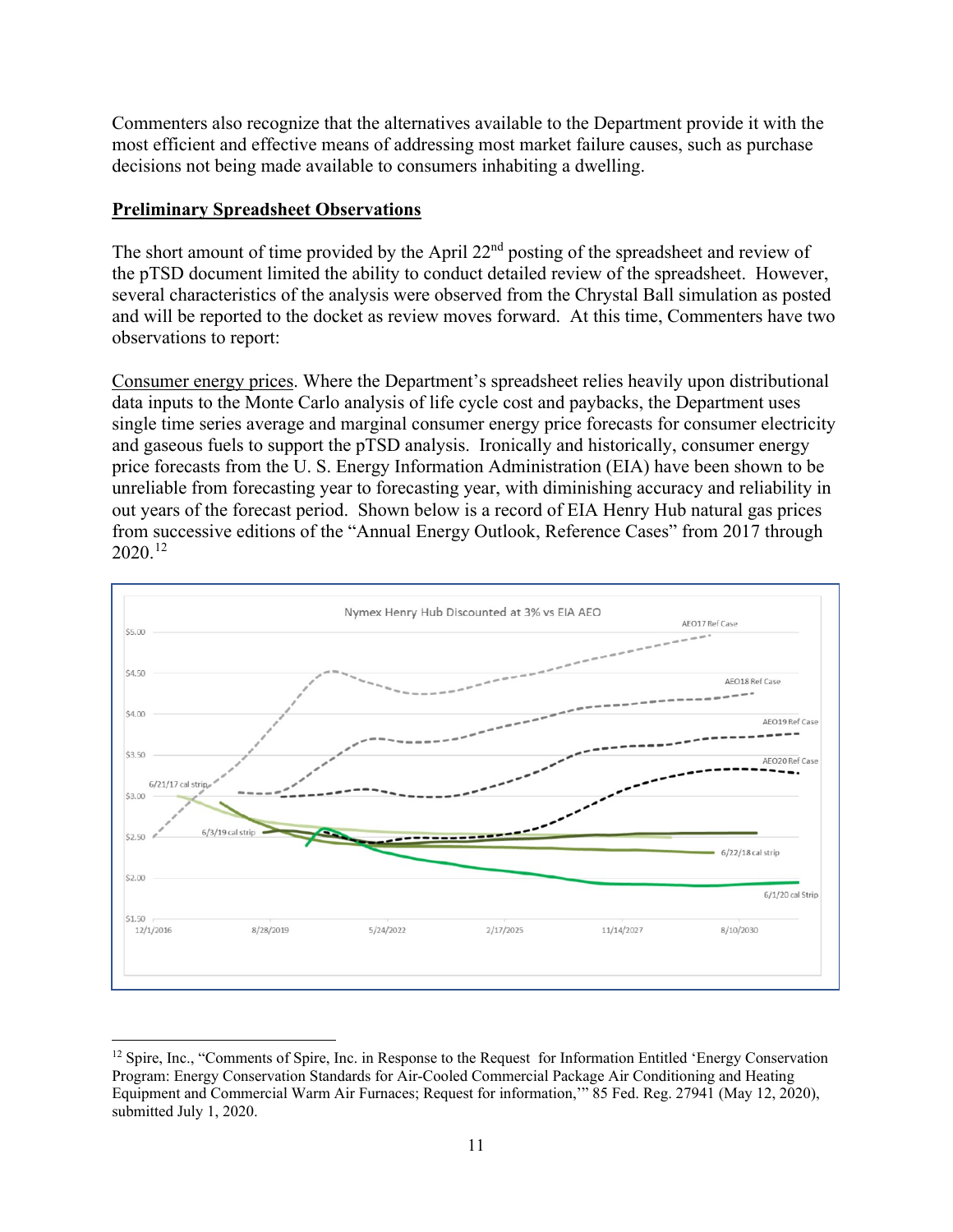Commenters also recognize that the alternatives available to the Department provide it with the most efficient and effective means of addressing most market failure causes, such as purchase decisions not being made available to consumers inhabiting a dwelling.

**<u>Preliminary Spreadsheet Observations</u>**

The short amount of time provided by the April 22nd posting of the spreadsheet and review of the pTSD document limited the ability to conduct detailed review of the spreadsheet. However, several characteristics of the analysis were observed from the Chrystal Ball simulation as posted and will be reported to the docket as review moves forward. At this time, Commenters have two observations to report:

<u>Consumer energy prices</u>. Where the Department's spreadsheet relies heavily upon distributional data inputs to the Monte Carlo analysis of life cycle cost and paybacks, the Department uses single time series average and marginal consumer energy price forecasts for consumer electricity and gaseous fuels to support the pTSD analysis. Ironically and historically, consumer energy price forecasts from the U. S. Energy Information Administration (EIA) have been shown to be unreliable from forecasting year to forecasting year, with diminishing accuracy and reliability in out years of the forecast period. Shown below is a record of EIA Henry Hub natural gas prices from successive editions of the "Annual Energy Outlook, Reference Cases" from 2017 through 2020.[12]

Nymex Henry Hub Discounted at 3% vs EIA AEO

---

[12] Spire, Inc., "Comments of Spire, Inc. in Response to the Request for Information Entitled 'Energy Conservation Program: Energy Conservation Standards for Air-Cooled Commercial Package Air Conditioning and Heating Equipment and Commercial Warm Air Furnaces; Request for information,'" 85 Fed. Reg. 27941 (May 12, 2020), submitted July 1, 2020.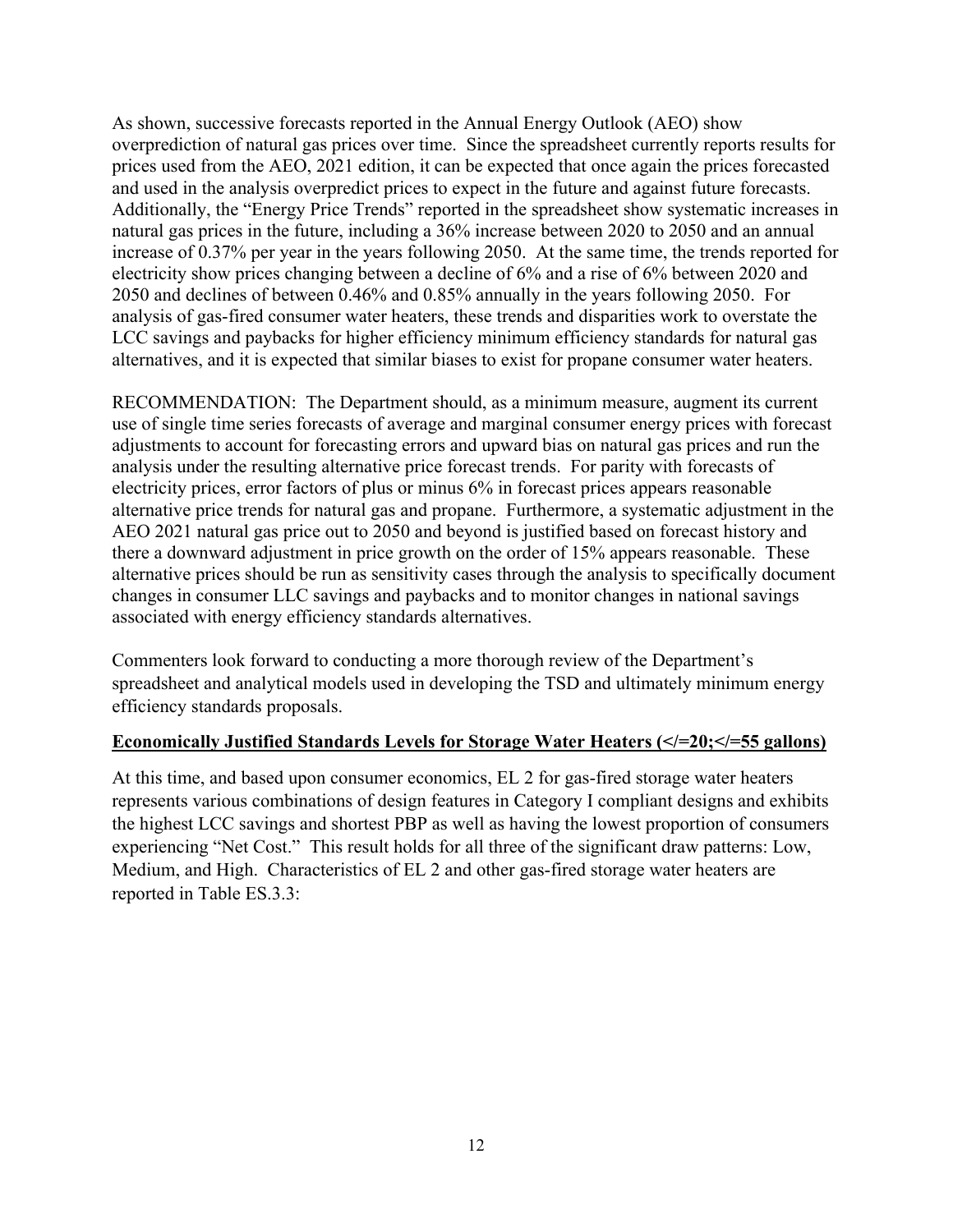As shown, successive forecasts reported in the Annual Energy Outlook (AEO) show overprediction of natural gas prices over time. Since the spreadsheet currently reports results for prices used from the AEO, 2021 edition, it can be expected that once again the prices forecasted and used in the analysis overpredict prices to expect in the future and against future forecasts. Additionally, the "Energy Price Trends" reported in the spreadsheet show systematic increases in natural gas prices in the future, including a 36% increase between 2020 to 2050 and an annual increase of 0.37% per year in the years following 2050. At the same time, the trends reported for electricity show prices changing between a decline of 6% and a rise of 6% between 2020 and 2050 and declines of between 0.46% and 0.85% annually in the years following 2050. For analysis of gas-fired consumer water heaters, these trends and disparities work to overstate the LCC savings and paybacks for higher efficiency minimum efficiency standards for natural gas alternatives, and it is expected that similar biases to exist for propane consumer water heaters.

RECOMMENDATION: The Department should, as a minimum measure, augment its current use of single time series forecasts of average and marginal consumer energy prices with forecast adjustments to account for forecasting errors and upward bias on natural gas prices and run the analysis under the resulting alternative price forecast trends. For parity with forecasts of electricity prices, error factors of plus or minus 6% in forecast prices appears reasonable alternative price trends for natural gas and propane. Furthermore, a systematic adjustment in the AEO 2021 natural gas price out to 2050 and beyond is justified based on forecast history and there a downward adjustment in price growth on the order of 15% appears reasonable. These alternative prices should be run as sensitivity cases through the analysis to specifically document changes in consumer LLC savings and paybacks and to monitor changes in national savings associated with energy efficiency standards alternatives.

Commenters look forward to conducting a more thorough review of the Department's spreadsheet and analytical models used in developing the TSD and ultimately minimum energy efficiency standards proposals.

**Economically Justified Standards Levels for Storage Water Heaters (</=20;</=55 gallons)**

At this time, and based upon consumer economics, EL 2 for gas-fired storage water heaters represents various combinations of design features in Category I compliant designs and exhibits the highest LCC savings and shortest PBP as well as having the lowest proportion of consumers experiencing "Net Cost." This result holds for all three of the significant draw patterns: Low, Medium, and High. Characteristics of EL 2 and other gas-fired storage water heaters are reported in Table ES.3.3: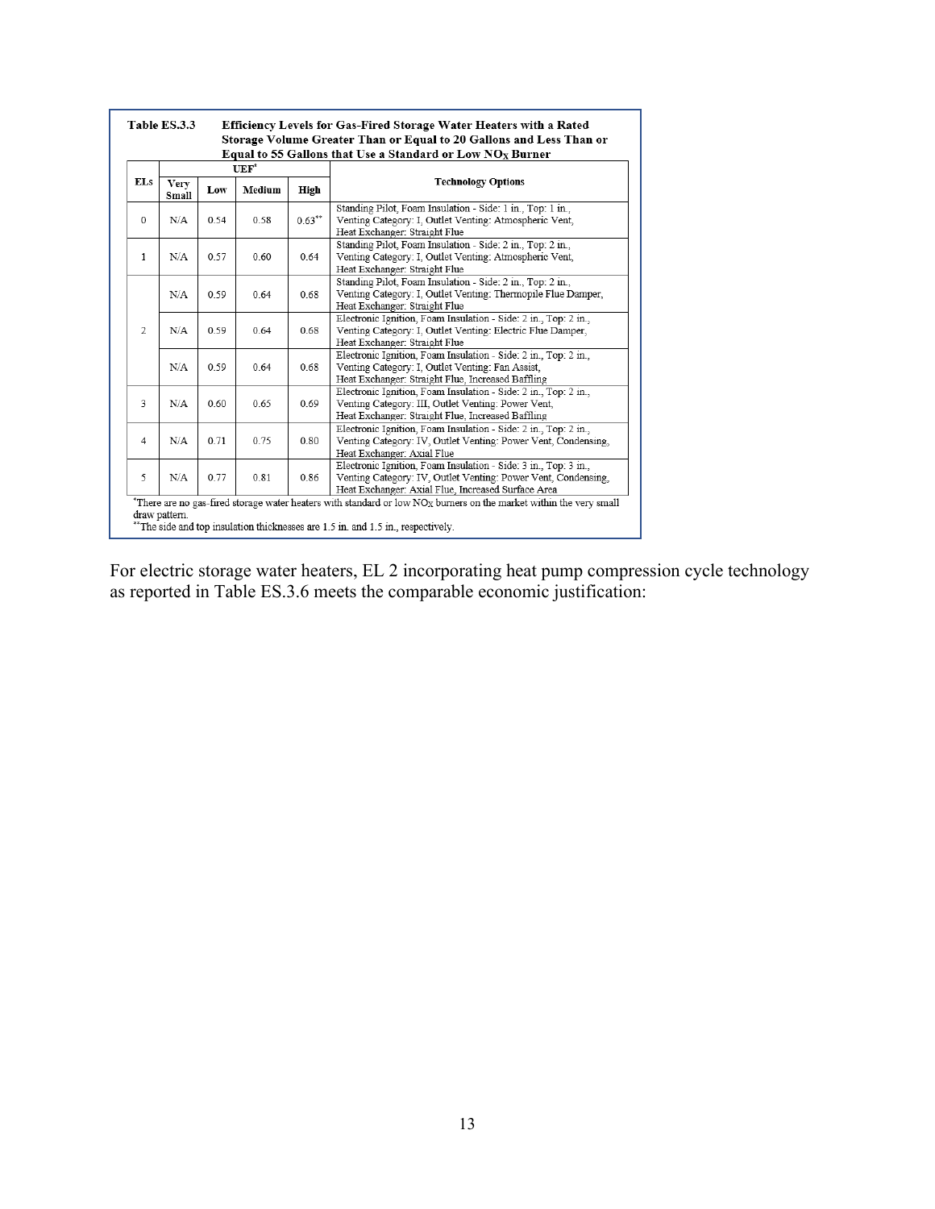**Table ES.3.3 Efficiency Levels for Gas-Fired Storage Water Heaters with a Rated Storage Volume Greater Than or Equal to 20 Gallons and Less Than or Equal to 55 Gallons that Use a Standard or Low $NO_X$ Burner**

| ELs | UEF* | | | | Technology Options |
|---|---|---|---|---|---|
| | Very Small | Low | Medium | High | |
| 0 | N/A | 0.54 | 0.58 | 0.63** | Standing Pilot, Foam Insulation - Side: 1 in., Top: 1 in., Venting Category: I, Outlet Venting: Atmospheric Vent, Heat Exchanger: Straight Flue |
| 1 | N/A | 0.57 | 0.60 | 0.64 | Standing Pilot, Foam Insulation - Side: 2 in., Top: 2 in., Venting Category: I, Outlet Venting: Atmospheric Vent, Heat Exchanger: Straight Flue |
| 2 | N/A | 0.59 | 0.64 | 0.68 | Standing Pilot, Foam Insulation - Side: 2 in., Top: 2 in., Venting Category: I, Outlet Venting: Thermopile Flue Damper, Heat Exchanger: Straight Flue |
| | N/A | 0.59 | 0.64 | 0.68 | Electronic Ignition, Foam Insulation - Side: 2 in., Top: 2 in., Venting Category: I, Outlet Venting: Electric Flue Damper, Heat Exchanger: Straight Flue |
| | N/A | 0.59 | 0.64 | 0.68 | Electronic Ignition, Foam Insulation - Side: 2 in., Top: 2 in., Venting Category: I, Outlet Venting: Fan Assist, Heat Exchanger: Straight Flue, Increased Baffling |
| 3 | N/A | 0.60 | 0.65 | 0.69 | Electronic Ignition, Foam Insulation - Side: 2 in., Top: 2 in., Venting Category: III, Outlet Venting: Power Vent, Heat Exchanger: Straight Flue, Increased Baffling |
| 4 | N/A | 0.71 | 0.75 | 0.80 | Electronic Ignition, Foam Insulation - Side: 2 in., Top: 2 in., Venting Category: IV, Outlet Venting: Power Vent, Condensing, Heat Exchanger: Axial Flue |
| 5 | N/A | 0.77 | 0.81 | 0.86 | Electronic Ignition, Foam Insulation - Side: 3 in., Top: 3 in., Venting Category: IV, Outlet Venting: Power Vent, Condensing, Heat Exchanger: Axial Flue, Increased Surface Area |

*There are no gas-fired storage water heaters with standard or low $NO_X$ burners on the market within the very small draw pattern.
**The side and top insulation thicknesses are 1.5 in. and 1.5 in., respectively.

For electric storage water heaters, EL 2 incorporating heat pump compression cycle technology as reported in Table ES.3.6 meets the comparable economic justification: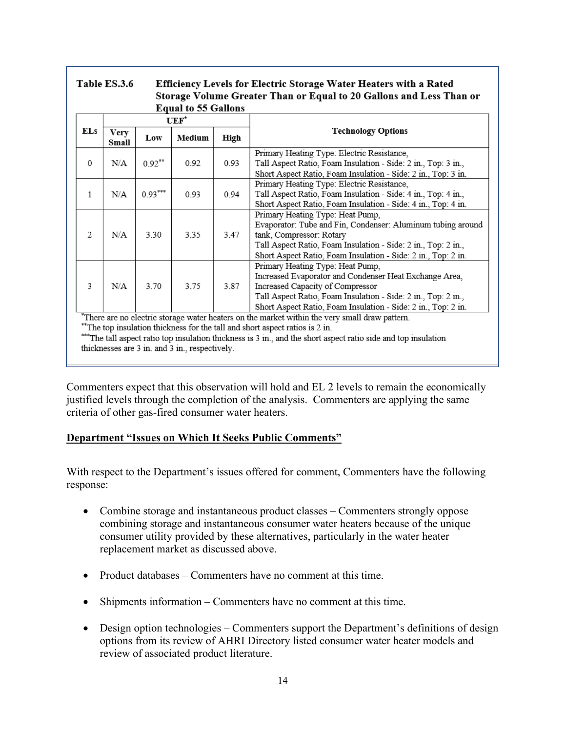**Table ES.3.6 Efficiency Levels for Electric Storage Water Heaters with a Rated Storage Volume Greater Than or Equal to 20 Gallons and Less Than or Equal to 55 Gallons**

| ELs | UEF* | | | | Technology Options |
|---|---|---|---|---|---|
| | Very Small | Low | Medium | High | |
| 0 | N/A | 0.92** | 0.92 | 0.93 | Primary Heating Type: Electric Resistance, Tall Aspect Ratio, Foam Insulation - Side: 2 in., Top: 3 in., Short Aspect Ratio, Foam Insulation - Side: 2 in., Top: 3 in. |
| 1 | N/A | 0.93*** | 0.93 | 0.94 | Primary Heating Type: Electric Resistance, Tall Aspect Ratio, Foam Insulation - Side: 4 in., Top: 4 in., Short Aspect Ratio, Foam Insulation - Side: 4 in., Top: 4 in. |
| 2 | N/A | 3.30 | 3.35 | 3.47 | Primary Heating Type: Heat Pump, Evaporator: Tube and Fin, Condenser: Aluminum tubing around tank, Compressor: Rotary Tall Aspect Ratio, Foam Insulation - Side: 2 in., Top: 2 in., Short Aspect Ratio, Foam Insulation - Side: 2 in., Top: 2 in. |
| 3 | N/A | 3.70 | 3.75 | 3.87 | Primary Heating Type: Heat Pump, Increased Evaporator and Condenser Heat Exchange Area, Increased Capacity of Compressor Tall Aspect Ratio, Foam Insulation - Side: 2 in., Top: 2 in., Short Aspect Ratio, Foam Insulation - Side: 2 in., Top: 2 in. |

*There are no electric storage water heaters on the market within the very small draw pattern.
**The top insulation thickness for the tall and short aspect ratios is 2 in.
***The tall aspect ratio top insulation thickness is 3 in., and the short aspect ratio side and top insulation thicknesses are 3 in. and 3 in., respectively.

Commenters expect that this observation will hold and EL 2 levels to remain the economically justified levels through the completion of the analysis. Commenters are applying the same criteria of other gas-fired consumer water heaters.

**<u>Department "Issues on Which It Seeks Public Comments"</u>**

With respect to the Department's issues offered for comment, Commenters have the following response:

- Combine storage and instantaneous product classes – Commenters strongly oppose combining storage and instantaneous consumer water heaters because of the unique consumer utility provided by these alternatives, particularly in the water heater replacement market as discussed above.

- Product databases – Commenters have no comment at this time.

- Shipments information – Commenters have no comment at this time.

- Design option technologies – Commenters support the Department's definitions of design options from its review of AHRI Directory listed consumer water heater models and review of associated product literature.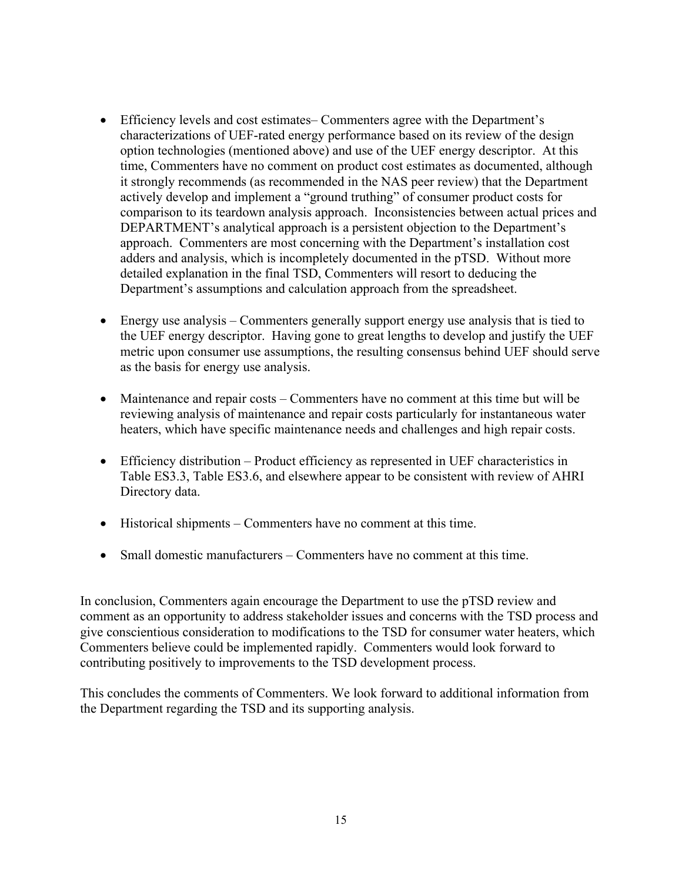- Efficiency levels and cost estimates– Commenters agree with the Department's characterizations of UEF-rated energy performance based on its review of the design option technologies (mentioned above) and use of the UEF energy descriptor. At this time, Commenters have no comment on product cost estimates as documented, although it strongly recommends (as recommended in the NAS peer review) that the Department actively develop and implement a "ground truthing" of consumer product costs for comparison to its teardown analysis approach. Inconsistencies between actual prices and DEPARTMENT's analytical approach is a persistent objection to the Department's approach. Commenters are most concerning with the Department's installation cost adders and analysis, which is incompletely documented in the pTSD. Without more detailed explanation in the final TSD, Commenters will resort to deducing the Department's assumptions and calculation approach from the spreadsheet.

- Energy use analysis – Commenters generally support energy use analysis that is tied to the UEF energy descriptor. Having gone to great lengths to develop and justify the UEF metric upon consumer use assumptions, the resulting consensus behind UEF should serve as the basis for energy use analysis.

- Maintenance and repair costs – Commenters have no comment at this time but will be reviewing analysis of maintenance and repair costs particularly for instantaneous water heaters, which have specific maintenance needs and challenges and high repair costs.

- Efficiency distribution – Product efficiency as represented in UEF characteristics in Table ES3.3, Table ES3.6, and elsewhere appear to be consistent with review of AHRI Directory data.

- Historical shipments – Commenters have no comment at this time.

- Small domestic manufacturers – Commenters have no comment at this time.

In conclusion, Commenters again encourage the Department to use the pTSD review and comment as an opportunity to address stakeholder issues and concerns with the TSD process and give conscientious consideration to modifications to the TSD for consumer water heaters, which Commenters believe could be implemented rapidly. Commenters would look forward to contributing positively to improvements to the TSD development process.

This concludes the comments of Commenters. We look forward to additional information from the Department regarding the TSD and its supporting analysis.